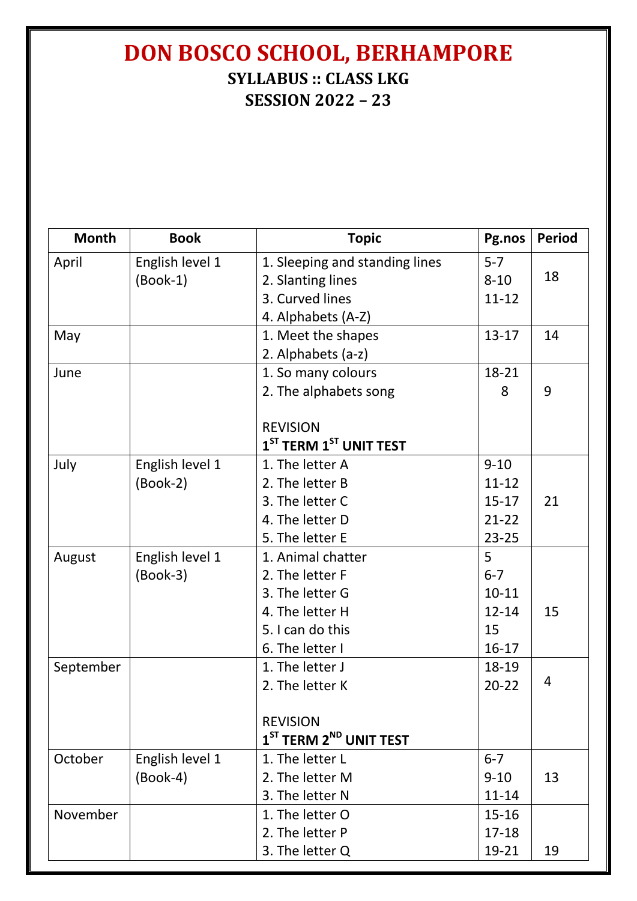# DON BOSCO SCHOOL, BERHAMPORE

## SYLLABUS :: CLASS LKG

## SESSION 2022 – 23

| Month | Book | Topic | Pg.nos | Period |
|---|---|---|---|---|
| April | English level 1 (Book-1) | 1. Sleeping and standing lines<br>2. Slanting lines<br>3. Curved lines<br>4. Alphabets (A-Z) | 5-7<br>8-10<br>11-12 | 18 |
| May | | 1. Meet the shapes<br>2. Alphabets (a-z) | 13-17 | 14 |
| June | | 1. So many colours<br>2. The alphabets song<br><br>REVISION<br>**1ST TERM 1ST UNIT TEST** | 18-21<br>8 | 9 |
| July | English level 1 (Book-2) | 1. The letter A<br>2. The letter B<br>3. The letter C<br>4. The letter D<br>5. The letter E | 9-10<br>11-12<br>15-17<br>21-22<br>23-25 | 21 |
| August | English level 1 (Book-3) | 1. Animal chatter<br>2. The letter F<br>3. The letter G<br>4. The letter H<br>5. I can do this<br>6. The letter I | 5<br>6-7<br>10-11<br>12-14<br>15<br>16-17 | 15 |
| September | | 1. The letter J<br>2. The letter K<br><br>REVISION<br>**1ST TERM 2ND UNIT TEST** | 18-19<br>20-22 | 4 |
| October | English level 1 (Book-4) | 1. The letter L<br>2. The letter M<br>3. The letter N | 6-7<br>9-10<br>11-14 | 13 |
| November | | 1. The letter O<br>2. The letter P<br>3. The letter Q | 15-16<br>17-18<br>19-21 | 19 |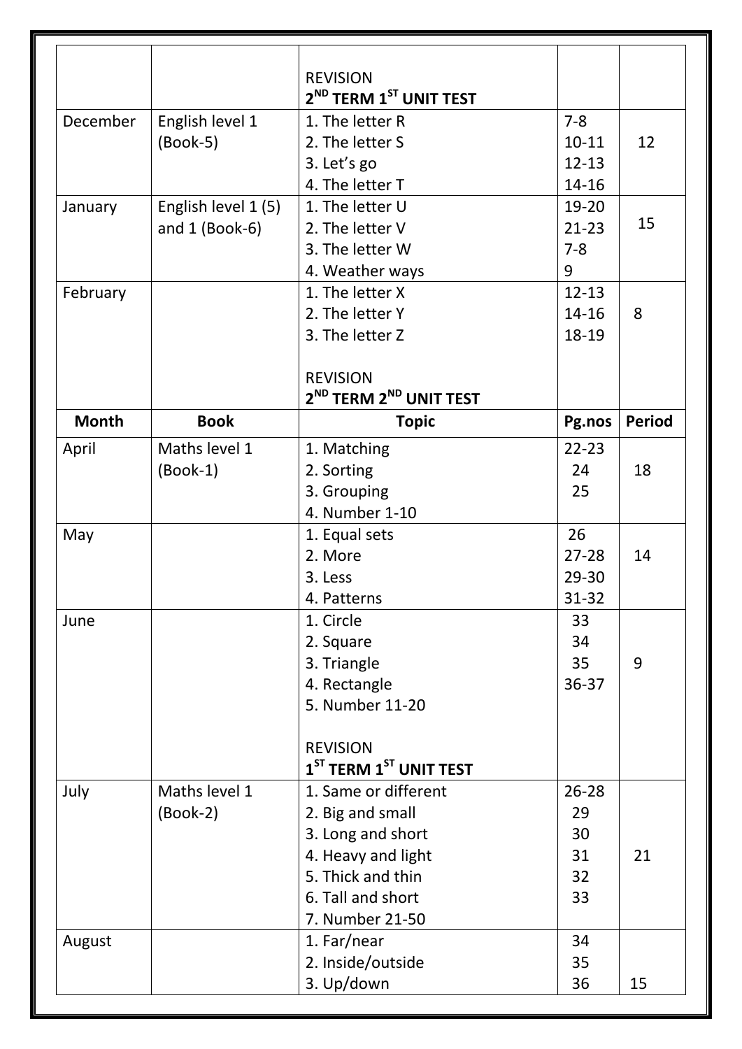|  |  | REVISION<br>**2ND TERM 1ST UNIT TEST** |  |  |
|---|---|---|---|---|
| December | English level 1 (Book-5) | 1. The letter R<br>2. The letter S<br>3. Let's go<br>4. The letter T | 7-8<br>10-11<br>12-13<br>14-16 | 12 |
| January | English level 1 (5) and 1 (Book-6) | 1. The letter U<br>2. The letter V<br>3. The letter W<br>4. Weather ways | 19-20<br>21-23<br>7-8<br>9 | 15 |
| February |  | 1. The letter X<br>2. The letter Y<br>3. The letter Z<br><br>REVISION<br>**2ND TERM 2ND UNIT TEST** | 12-13<br>14-16<br>18-19 | 8 |

| Month | Book | Topic | Pg.nos | Period |
|---|---|---|---|---|
| April | Maths level 1 (Book-1) | 1. Matching<br>2. Sorting<br>3. Grouping<br>4. Number 1-10 | 22-23<br>24<br>25 | 18 |
| May |  | 1. Equal sets<br>2. More<br>3. Less<br>4. Patterns | 26<br>27-28<br>29-30<br>31-32 | 14 |
| June |  | 1. Circle<br>2. Square<br>3. Triangle<br>4. Rectangle<br>5. Number 11-20<br><br>REVISION<br>**1ST TERM 1ST UNIT TEST** | 33<br>34<br>35<br>36-37 | 9 |
| July | Maths level 1 (Book-2) | 1. Same or different<br>2. Big and small<br>3. Long and short<br>4. Heavy and light<br>5. Thick and thin<br>6. Tall and short<br>7. Number 21-50 | 26-28<br>29<br>30<br>31<br>32<br>33 | 21 |
| August |  | 1. Far/near<br>2. Inside/outside<br>3. Up/down | 34<br>35<br>36 | 15 |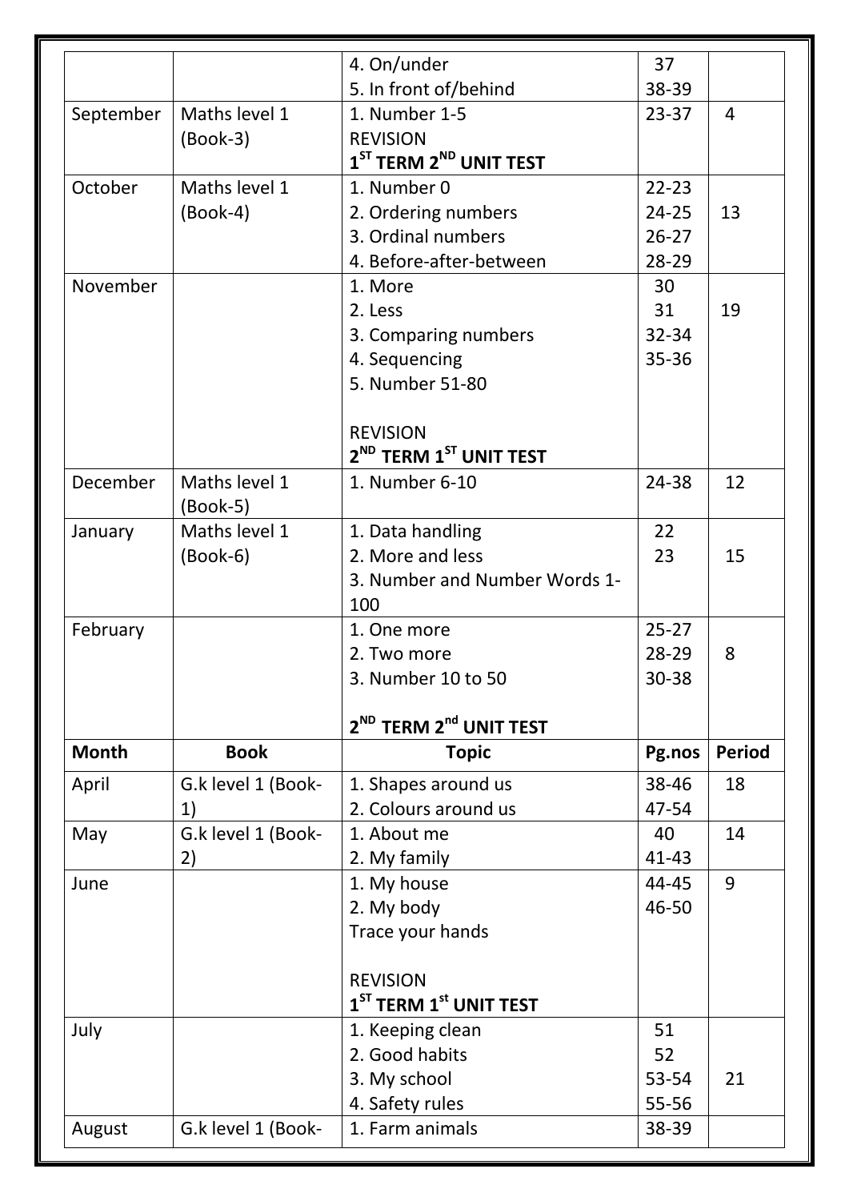| | | 4. On/under<br>5. In front of/behind | 37<br>38-39 | |
|---|---|---|---|---|
| September | Maths level 1 (Book-3) | 1. Number 1-5<br>REVISION<br>**1ST TERM 2ND UNIT TEST** | 23-37 | 4 |
| October | Maths level 1 (Book-4) | 1. Number 0<br>2. Ordering numbers<br>3. Ordinal numbers<br>4. Before-after-between | 22-23<br>24-25<br>26-27<br>28-29 | 13 |
| November | | 1. More<br>2. Less<br>3. Comparing numbers<br>4. Sequencing<br>5. Number 51-80<br><br>REVISION<br>**2ND TERM 1ST UNIT TEST** | 30<br>31<br>32-34<br>35-36 | 19 |
| December | Maths level 1 (Book-5) | 1. Number 6-10 | 24-38 | 12 |
| January | Maths level 1 (Book-6) | 1. Data handling<br>2. More and less<br>3. Number and Number Words 1-100 | 22<br>23 | 15 |
| February | | 1. One more<br>2. Two more<br>3. Number 10 to 50<br><br>**2ND TERM 2nd UNIT TEST** | 25-27<br>28-29<br>30-38 | 8 |
| **Month** | **Book** | **Topic** | **Pg.nos** | **Period** |
| April | G.k level 1 (Book-1) | 1. Shapes around us<br>2. Colours around us | 38-46<br>47-54 | 18 |
| May | G.k level 1 (Book-2) | 1. About me<br>2. My family | 40<br>41-43 | 14 |
| June | | 1. My house<br>2. My body<br>Trace your hands<br><br>REVISION<br>**1ST TERM 1st UNIT TEST** | 44-45<br>46-50 | 9 |
| July | | 1. Keeping clean<br>2. Good habits<br>3. My school<br>4. Safety rules | 51<br>52<br>53-54<br>55-56 | 21 |
| August | G.k level 1 (Book- | 1. Farm animals | 38-39 | |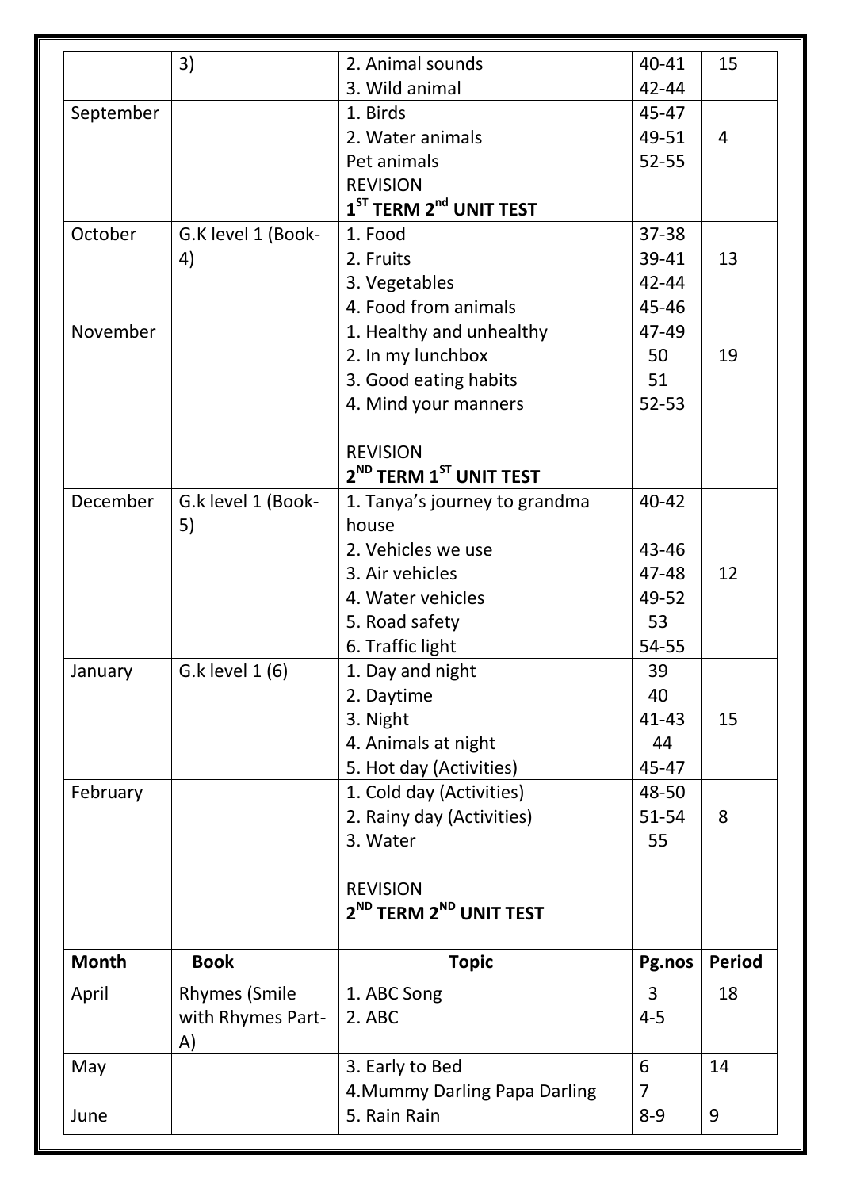| | 3) | 2. Animal sounds<br>3. Wild animal | 40-41<br>42-44 | 15 |
|---|---|---|---|---|
| September | | 1. Birds<br>2. Water animals<br>Pet animals<br>REVISION<br>**1[ST] TERM 2[nd] UNIT TEST** | 45-47<br>49-51<br>52-55 | 4 |
| October | G.K level 1 (Book-4) | 1. Food<br>2. Fruits<br>3. Vegetables<br>4. Food from animals | 37-38<br>39-41<br>42-44<br>45-46 | 13 |
| November | | 1. Healthy and unhealthy<br>2. In my lunchbox<br>3. Good eating habits<br>4. Mind your manners<br><br>REVISION<br>**2[ND] TERM 1[ST] UNIT TEST** | 47-49<br>50<br>51<br>52-53 | 19 |
| December | G.k level 1 (Book-5) | 1. Tanya's journey to grandma house<br>2. Vehicles we use<br>3. Air vehicles<br>4. Water vehicles<br>5. Road safety<br>6. Traffic light | 40-42<br><br>43-46<br>47-48<br>49-52<br>53<br>54-55 | 12 |
| January | G.k level 1 (6) | 1. Day and night<br>2. Daytime<br>3. Night<br>4. Animals at night<br>5. Hot day (Activities) | 39<br>40<br>41-43<br>44<br>45-47 | 15 |
| February | | 1. Cold day (Activities)<br>2. Rainy day (Activities)<br>3. Water<br><br>REVISION<br>**2[ND] TERM 2[ND] UNIT TEST** | 48-50<br>51-54<br>55 | 8 |

| **Month** | **Book** | **Topic** | **Pg.nos** | **Period** |
|---|---|---|---|---|
| April | Rhymes (Smile with Rhymes Part-A) | 1. ABC Song<br>2. ABC | 3<br>4-5 | 18 |
| May | | 3. Early to Bed<br>4.Mummy Darling Papa Darling | 6<br>7 | 14 |
| June | | 5. Rain Rain | 8-9 | 9 |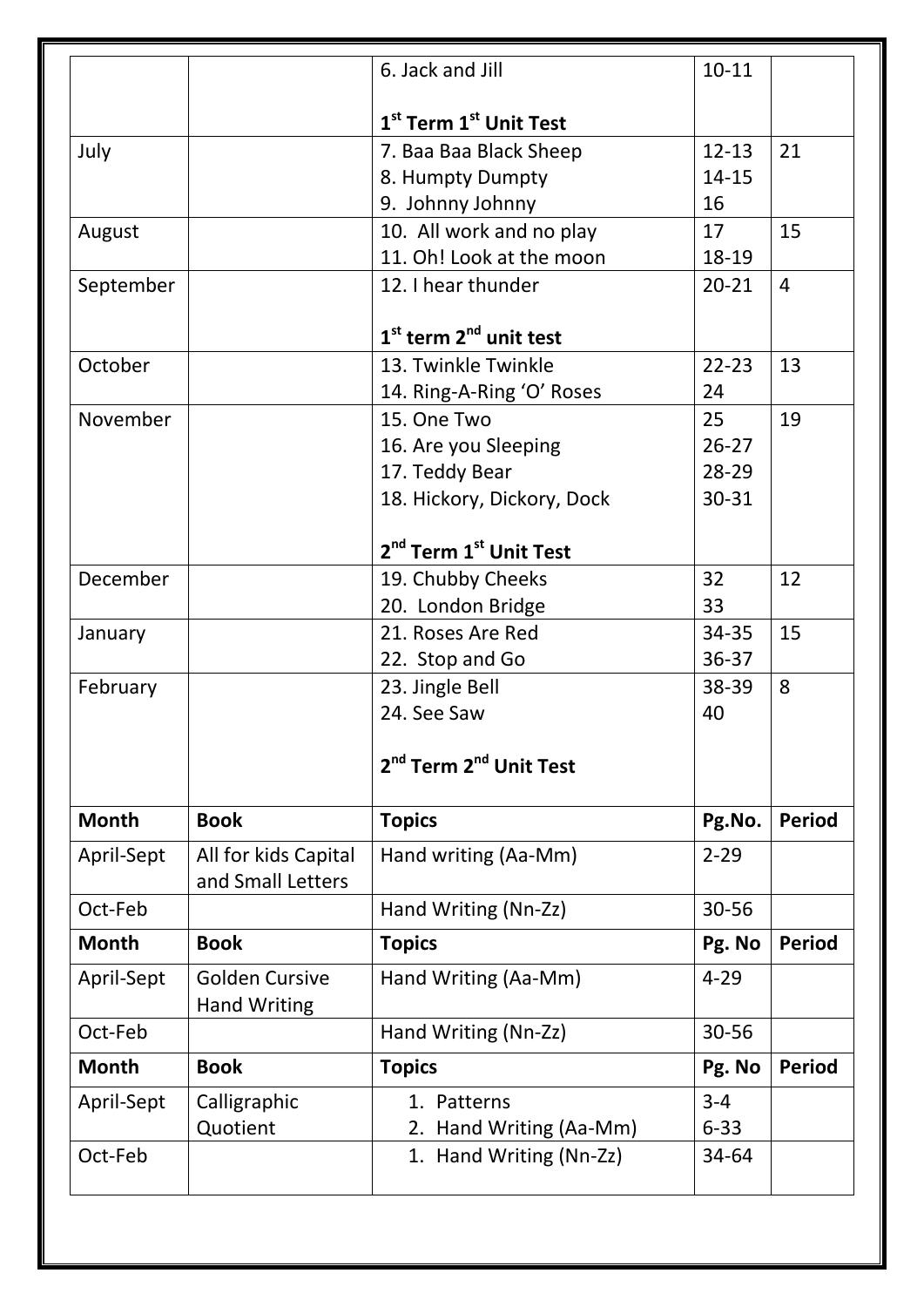| | | 6. Jack and Jill<br><br>**1st Term 1st Unit Test** | 10-11 | |
|---|---|---|---|---|
| July | | 7. Baa Baa Black Sheep<br>8. Humpty Dumpty<br>9. Johnny Johnny | 12-13<br>14-15<br>16 | 21 |
| August | | 10. All work and no play<br>11. Oh! Look at the moon | 17<br>18-19 | 15 |
| September | | 12. I hear thunder<br><br>**1st term 2nd unit test** | 20-21 | 4 |
| October | | 13. Twinkle Twinkle<br>14. Ring-A-Ring 'O' Roses | 22-23<br>24 | 13 |
| November | | 15. One Two<br>16. Are you Sleeping<br>17. Teddy Bear<br>18. Hickory, Dickory, Dock<br><br>**2nd Term 1st Unit Test** | 25<br>26-27<br>28-29<br>30-31 | 19 |
| December | | 19. Chubby Cheeks<br>20. London Bridge | 32<br>33 | 12 |
| January | | 21. Roses Are Red<br>22. Stop and Go | 34-35<br>36-37 | 15 |
| February | | 23. Jingle Bell<br>24. See Saw<br><br>**2nd Term 2nd Unit Test** | 38-39<br>40 | 8 |

| **Month** | **Book** | **Topics** | **Pg.No.** | **Period** |
|---|---|---|---|---|
| April-Sept | All for kids Capital and Small Letters | Hand writing (Aa-Mm) | 2-29 | |
| Oct-Feb | | Hand Writing (Nn-Zz) | 30-56 | |

| **Month** | **Book** | **Topics** | **Pg. No** | **Period** |
|---|---|---|---|---|
| April-Sept | Golden Cursive Hand Writing | Hand Writing (Aa-Mm) | 4-29 | |
| Oct-Feb | | Hand Writing (Nn-Zz) | 30-56 | |

| **Month** | **Book** | **Topics** | **Pg. No** | **Period** |
|---|---|---|---|---|
| April-Sept | Calligraphic Quotient | 1. Patterns<br>2. Hand Writing (Aa-Mm) | 3-4<br>6-33 | |
| Oct-Feb | | 1. Hand Writing (Nn-Zz) | 34-64 | |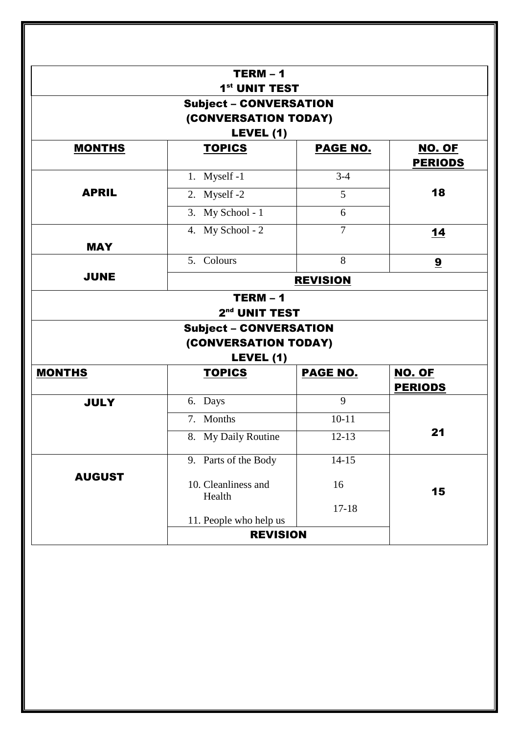## TERM – 1
### 1st UNIT TEST
### Subject – CONVERSATION
### (CONVERSATION TODAY)
### LEVEL (1)

| MONTHS | TOPICS | PAGE NO. | NO. OF PERIODS |
|---|---|---|---|
| APRIL | 1. Myself -1 | 3-4 | 18 |
| | 2. Myself -2 | 5 | |
| | 3. My School - 1 | 6 | |
| MAY | 4. My School - 2 | 7 | 14 |
| JUNE | 5. Colours | 8 | 9 |
| | REVISION | | |

## TERM – 1
### 2nd UNIT TEST
### Subject – CONVERSATION
### (CONVERSATION TODAY)
### LEVEL (1)

| MONTHS | TOPICS | PAGE NO. | NO. OF PERIODS |
|---|---|---|---|
| JULY | 6. Days | 9 | 21 |
| | 7. Months | 10-11 | |
| | 8. My Daily Routine | 12-13 | |
| AUGUST | 9. Parts of the Body | 14-15 | 15 |
| | 10. Cleanliness and Health | 16 | |
| | 11. People who help us | 17-18 | |
| | REVISION | | |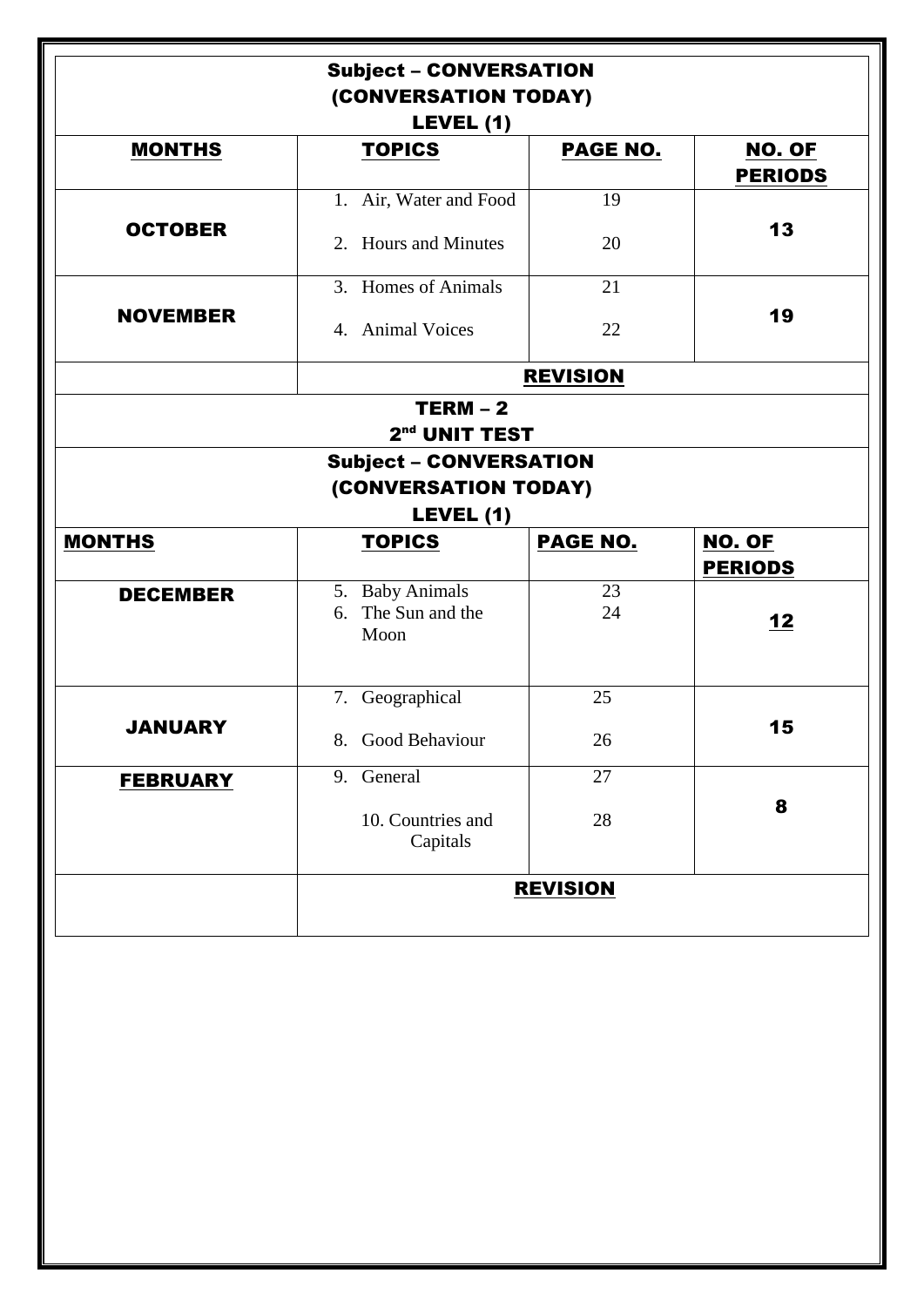## Subject – CONVERSATION
## (CONVERSATION TODAY)
## LEVEL (1)

| **MONTHS** | **TOPICS** | **PAGE NO.** | **NO. OF PERIODS** |
|---|---|---|---|
| **OCTOBER** | 1. Air, Water and Food<br>2. Hours and Minutes | 19<br>20 | **13** |
| **NOVEMBER** | 3. Homes of Animals<br>4. Animal Voices | 21<br>22 | **19** |
| | **REVISION** | | |

## TERM – 2
## 2nd UNIT TEST

## Subject – CONVERSATION
## (CONVERSATION TODAY)
## LEVEL (1)

| **MONTHS** | **TOPICS** | **PAGE NO.** | **NO. OF PERIODS** |
|---|---|---|---|
| **DECEMBER** | 5. Baby Animals<br>6. The Sun and the Moon | 23<br>24 | **12** |
| **JANUARY** | 7. Geographical<br>8. Good Behaviour | 25<br>26 | **15** |
| **FEBRUARY** | 9. General<br>10. Countries and Capitals | 27<br>28 | **8** |
| | **REVISION** | | |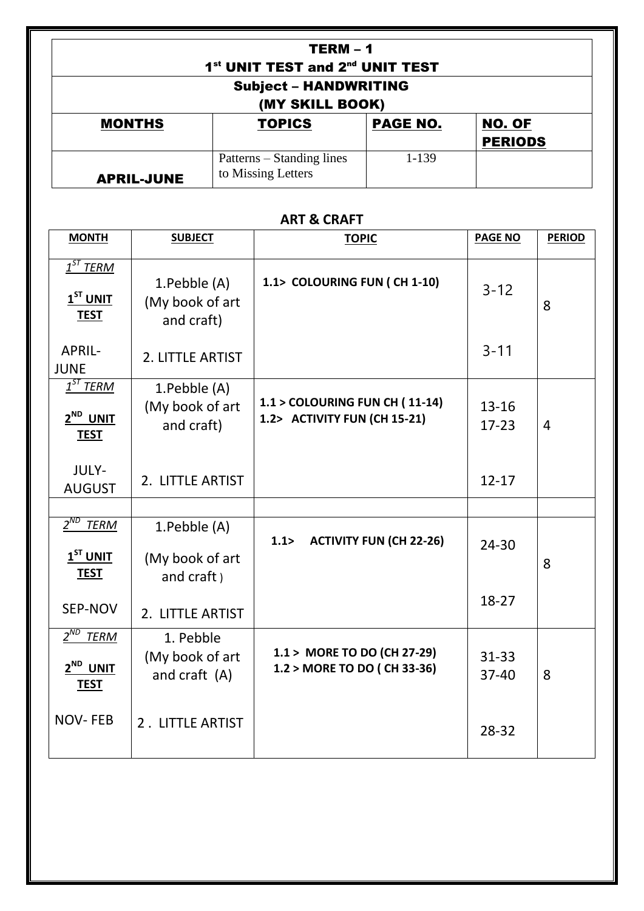| TERM – 1<br>1st UNIT TEST and 2nd UNIT TEST | | | |
|---|---|---|---|
| **Subject – HANDWRITING**<br>**(MY SKILL BOOK)** | | | |
| **MONTHS** | **TOPICS** | **PAGE NO.** | **NO. OF PERIODS** |
| APRIL-JUNE | Patterns – Standing lines to Missing Letters | 1-139 | |

## ART & CRAFT

| MONTH | SUBJECT | TOPIC | PAGE NO | PERIOD |
|---|---|---|---|---|
| *1ST TERM*<br>**1ST UNIT TEST**<br>APRIL-JUNE | 1.Pebble (A) (My book of art and craft)<br>2. LITTLE ARTIST | **1.1> COLOURING FUN ( CH 1-10)** | 3-12<br>3-11 | 8 |
| *1ST TERM*<br>**2ND UNIT TEST**<br>JULY-AUGUST | 1.Pebble (A) (My book of art and craft)<br>2. LITTLE ARTIST | **1.1 > COLOURING FUN CH ( 11-14)**<br>**1.2> ACTIVITY FUN (CH 15-21)** | 13-16<br>17-23<br>12-17 | 4 |
| | | | | |
| *2ND TERM*<br>**1ST UNIT TEST**<br>SEP-NOV | 1.Pebble (A)<br>(My book of art and craft )<br>2. LITTLE ARTIST | **1.1> ACTIVITY FUN (CH 22-26)** | 24-30<br>18-27 | 8 |
| *2ND TERM*<br>**2ND UNIT TEST**<br>NOV- FEB | 1. Pebble (My book of art and craft (A)<br>2 . LITTLE ARTIST | **1.1 > MORE TO DO (CH 27-29)**<br>**1.2 > MORE TO DO ( CH 33-36)** | 31-33<br>37-40<br>28-32 | 8 |